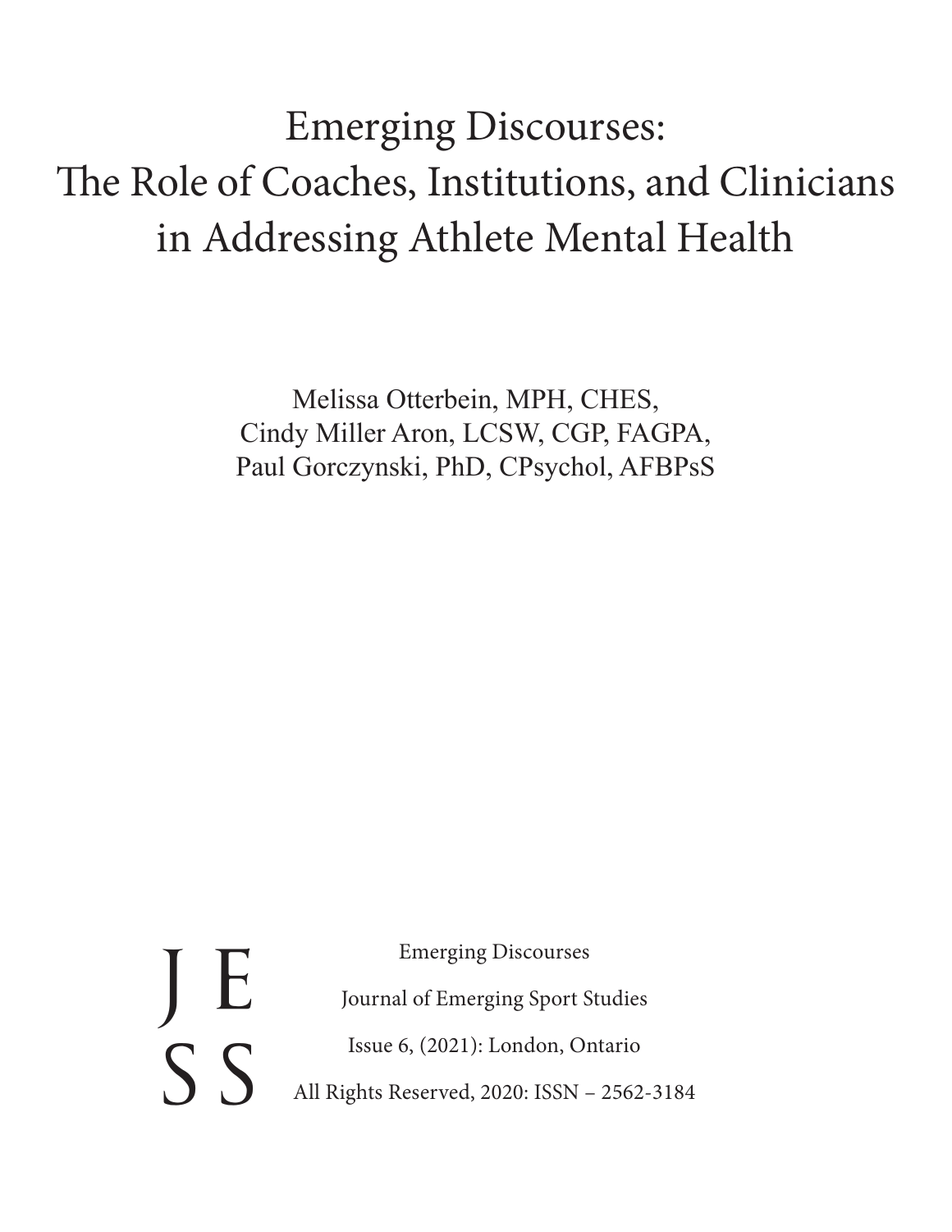# Emerging Discourses: The Role of Coaches, Institutions, and Clinicians in Addressing Athlete Mental Health

Melissa Otterbein, MPH, CHES,
Cindy Miller Aron, LCSW, CGP, FAGPA,
Paul Gorczynski, PhD, CPsychol, AFBPsS

J E
S S

Emerging Discourses

Journal of Emerging Sport Studies

Issue 6, (2021): London, Ontario

All Rights Reserved, 2020: ISSN – 2562-3184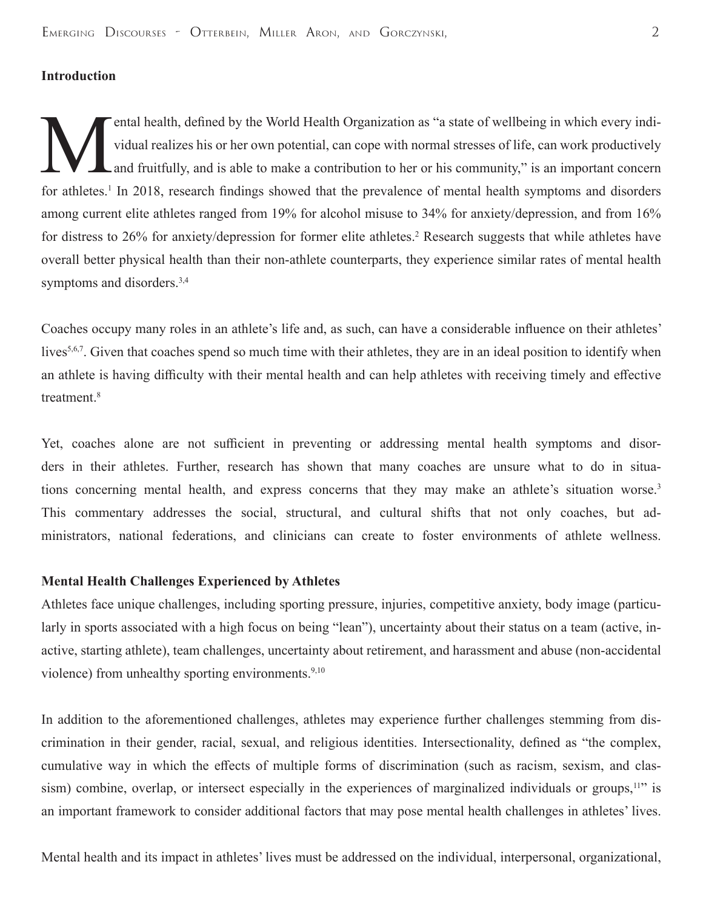## Introduction

Mental health, defined by the World Health Organization as "a state of wellbeing in which every individual realizes his or her own potential, can cope with normal stresses of life, can work productively and fruitfully, and is able to make a contribution to her or his community," is an important concern for athletes.[1] In 2018, research findings showed that the prevalence of mental health symptoms and disorders among current elite athletes ranged from 19% for alcohol misuse to 34% for anxiety/depression, and from 16% for distress to 26% for anxiety/depression for former elite athletes.[2] Research suggests that while athletes have overall better physical health than their non-athlete counterparts, they experience similar rates of mental health symptoms and disorders.[3,4]

Coaches occupy many roles in an athlete's life and, as such, can have a considerable influence on their athletes' lives[5,6,7]. Given that coaches spend so much time with their athletes, they are in an ideal position to identify when an athlete is having difficulty with their mental health and can help athletes with receiving timely and effective treatment.[8]

Yet, coaches alone are not sufficient in preventing or addressing mental health symptoms and disorders in their athletes. Further, research has shown that many coaches are unsure what to do in situations concerning mental health, and express concerns that they may make an athlete's situation worse.[3] This commentary addresses the social, structural, and cultural shifts that not only coaches, but administrators, national federations, and clinicians can create to foster environments of athlete wellness.

## Mental Health Challenges Experienced by Athletes

Athletes face unique challenges, including sporting pressure, injuries, competitive anxiety, body image (particularly in sports associated with a high focus on being "lean"), uncertainty about their status on a team (active, inactive, starting athlete), team challenges, uncertainty about retirement, and harassment and abuse (non-accidental violence) from unhealthy sporting environments.[9,10]

In addition to the aforementioned challenges, athletes may experience further challenges stemming from discrimination in their gender, racial, sexual, and religious identities. Intersectionality, defined as "the complex, cumulative way in which the effects of multiple forms of discrimination (such as racism, sexism, and classism) combine, overlap, or intersect especially in the experiences of marginalized individuals or groups,[11]" is an important framework to consider additional factors that may pose mental health challenges in athletes' lives.

Mental health and its impact in athletes' lives must be addressed on the individual, interpersonal, organizational,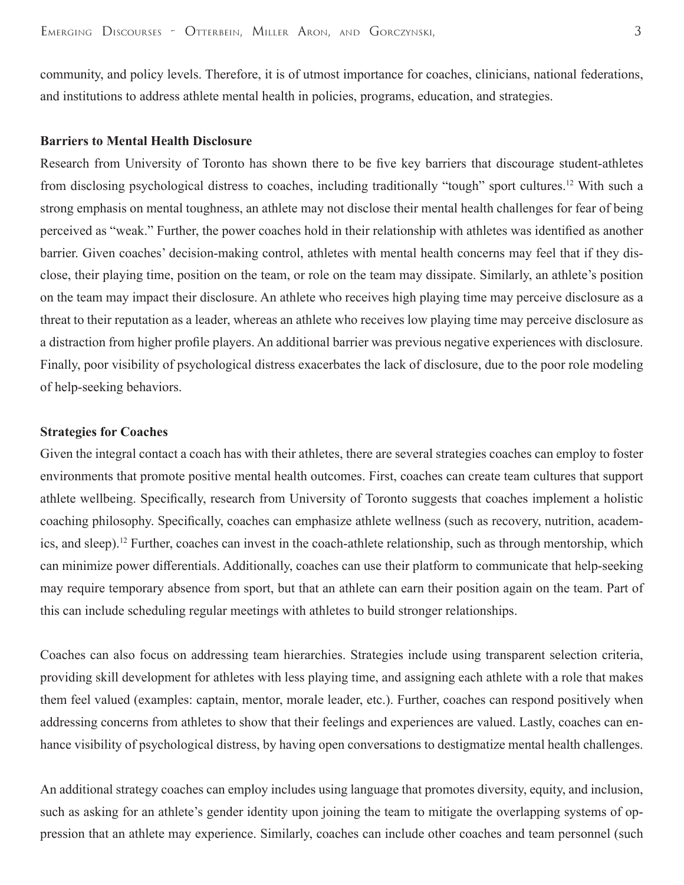community, and policy levels. Therefore, it is of utmost importance for coaches, clinicians, national federations, and institutions to address athlete mental health in policies, programs, education, and strategies.

**Barriers to Mental Health Disclosure**

Research from University of Toronto has shown there to be five key barriers that discourage student-athletes from disclosing psychological distress to coaches, including traditionally "tough" sport cultures.[12] With such a strong emphasis on mental toughness, an athlete may not disclose their mental health challenges for fear of being perceived as "weak." Further, the power coaches hold in their relationship with athletes was identified as another barrier. Given coaches' decision-making control, athletes with mental health concerns may feel that if they disclose, their playing time, position on the team, or role on the team may dissipate. Similarly, an athlete's position on the team may impact their disclosure. An athlete who receives high playing time may perceive disclosure as a threat to their reputation as a leader, whereas an athlete who receives low playing time may perceive disclosure as a distraction from higher profile players. An additional barrier was previous negative experiences with disclosure. Finally, poor visibility of psychological distress exacerbates the lack of disclosure, due to the poor role modeling of help-seeking behaviors.

**Strategies for Coaches**

Given the integral contact a coach has with their athletes, there are several strategies coaches can employ to foster environments that promote positive mental health outcomes. First, coaches can create team cultures that support athlete wellbeing. Specifically, research from University of Toronto suggests that coaches implement a holistic coaching philosophy. Specifically, coaches can emphasize athlete wellness (such as recovery, nutrition, academics, and sleep).[12] Further, coaches can invest in the coach-athlete relationship, such as through mentorship, which can minimize power differentials. Additionally, coaches can use their platform to communicate that help-seeking may require temporary absence from sport, but that an athlete can earn their position again on the team. Part of this can include scheduling regular meetings with athletes to build stronger relationships.

Coaches can also focus on addressing team hierarchies. Strategies include using transparent selection criteria, providing skill development for athletes with less playing time, and assigning each athlete with a role that makes them feel valued (examples: captain, mentor, morale leader, etc.). Further, coaches can respond positively when addressing concerns from athletes to show that their feelings and experiences are valued. Lastly, coaches can enhance visibility of psychological distress, by having open conversations to destigmatize mental health challenges.

An additional strategy coaches can employ includes using language that promotes diversity, equity, and inclusion, such as asking for an athlete's gender identity upon joining the team to mitigate the overlapping systems of oppression that an athlete may experience. Similarly, coaches can include other coaches and team personnel (such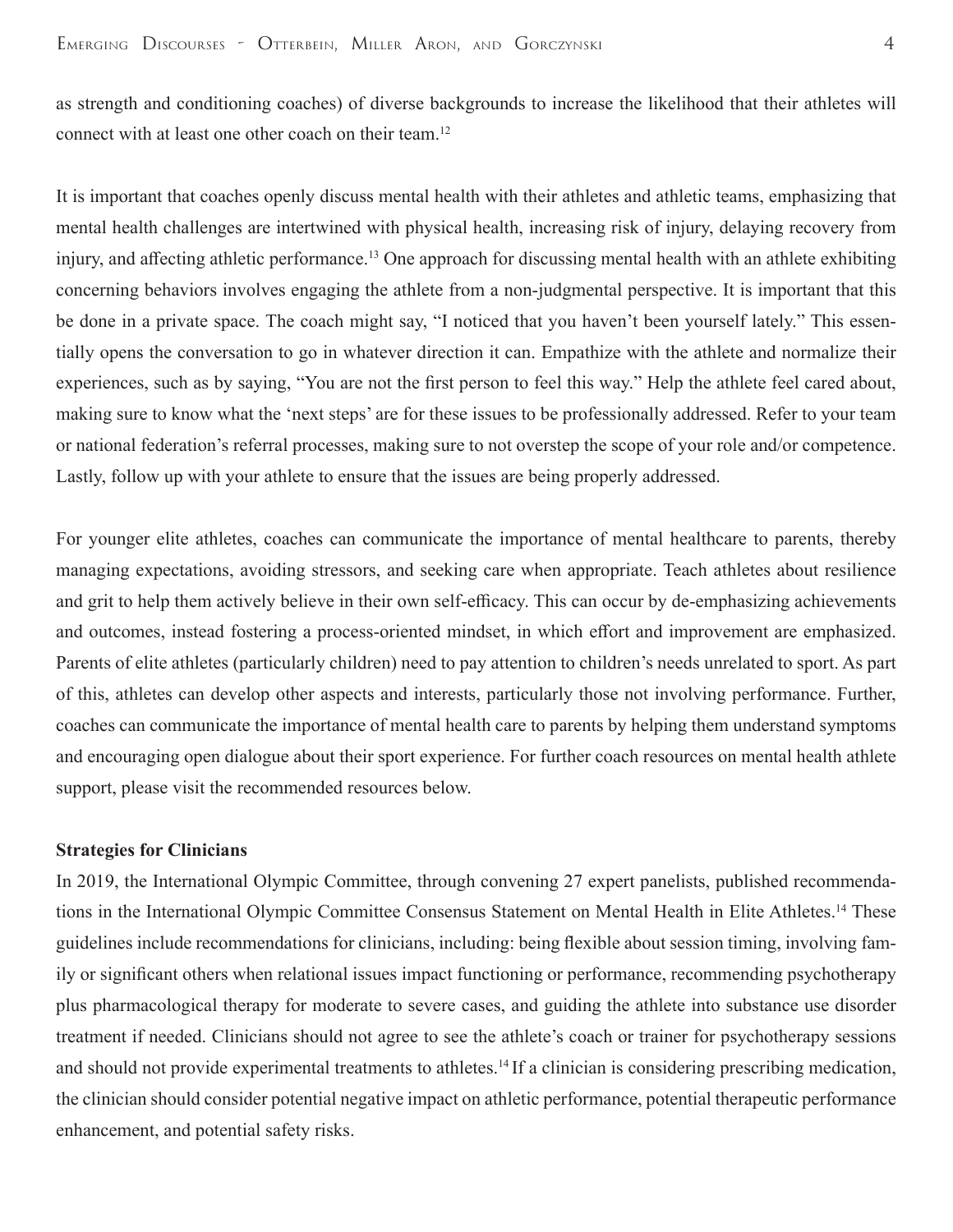as strength and conditioning coaches) of diverse backgrounds to increase the likelihood that their athletes will connect with at least one other coach on their team.[12]

It is important that coaches openly discuss mental health with their athletes and athletic teams, emphasizing that mental health challenges are intertwined with physical health, increasing risk of injury, delaying recovery from injury, and affecting athletic performance.[13] One approach for discussing mental health with an athlete exhibiting concerning behaviors involves engaging the athlete from a non-judgmental perspective. It is important that this be done in a private space. The coach might say, "I noticed that you haven't been yourself lately." This essentially opens the conversation to go in whatever direction it can. Empathize with the athlete and normalize their experiences, such as by saying, "You are not the first person to feel this way." Help the athlete feel cared about, making sure to know what the 'next steps' are for these issues to be professionally addressed. Refer to your team or national federation's referral processes, making sure to not overstep the scope of your role and/or competence. Lastly, follow up with your athlete to ensure that the issues are being properly addressed.

For younger elite athletes, coaches can communicate the importance of mental healthcare to parents, thereby managing expectations, avoiding stressors, and seeking care when appropriate. Teach athletes about resilience and grit to help them actively believe in their own self-efficacy. This can occur by de-emphasizing achievements and outcomes, instead fostering a process-oriented mindset, in which effort and improvement are emphasized. Parents of elite athletes (particularly children) need to pay attention to children's needs unrelated to sport. As part of this, athletes can develop other aspects and interests, particularly those not involving performance. Further, coaches can communicate the importance of mental health care to parents by helping them understand symptoms and encouraging open dialogue about their sport experience. For further coach resources on mental health athlete support, please visit the recommended resources below.

**Strategies for Clinicians**

In 2019, the International Olympic Committee, through convening 27 expert panelists, published recommendations in the International Olympic Committee Consensus Statement on Mental Health in Elite Athletes.[14] These guidelines include recommendations for clinicians, including: being flexible about session timing, involving family or significant others when relational issues impact functioning or performance, recommending psychotherapy plus pharmacological therapy for moderate to severe cases, and guiding the athlete into substance use disorder treatment if needed. Clinicians should not agree to see the athlete's coach or trainer for psychotherapy sessions and should not provide experimental treatments to athletes.[14] If a clinician is considering prescribing medication, the clinician should consider potential negative impact on athletic performance, potential therapeutic performance enhancement, and potential safety risks.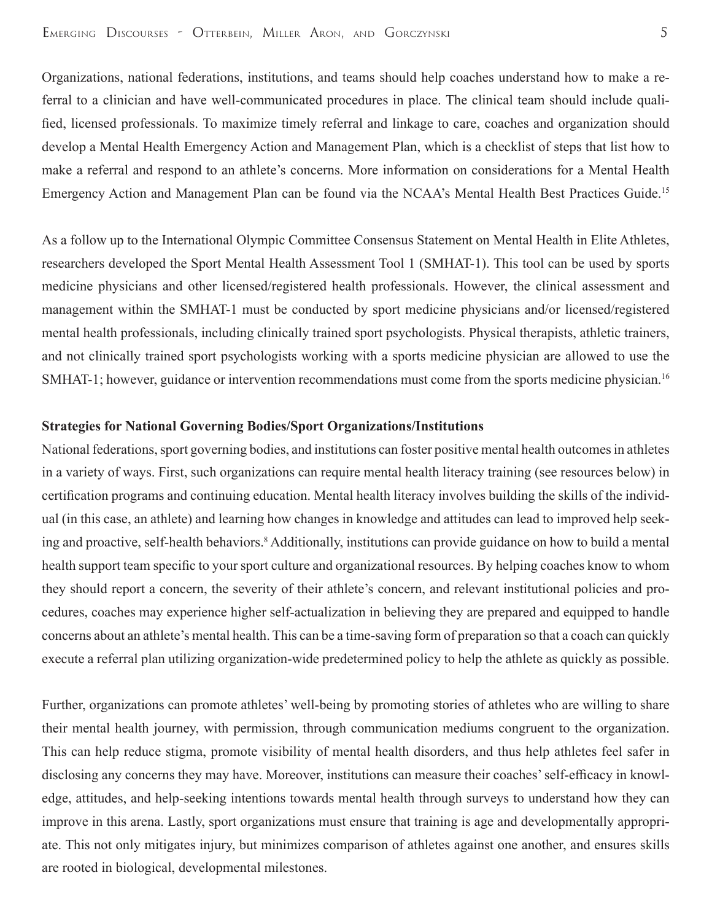Organizations, national federations, institutions, and teams should help coaches understand how to make a referral to a clinician and have well-communicated procedures in place. The clinical team should include qualified, licensed professionals. To maximize timely referral and linkage to care, coaches and organization should develop a Mental Health Emergency Action and Management Plan, which is a checklist of steps that list how to make a referral and respond to an athlete's concerns. More information on considerations for a Mental Health Emergency Action and Management Plan can be found via the NCAA's Mental Health Best Practices Guide.[15]

As a follow up to the International Olympic Committee Consensus Statement on Mental Health in Elite Athletes, researchers developed the Sport Mental Health Assessment Tool 1 (SMHAT-1). This tool can be used by sports medicine physicians and other licensed/registered health professionals. However, the clinical assessment and management within the SMHAT-1 must be conducted by sport medicine physicians and/or licensed/registered mental health professionals, including clinically trained sport psychologists. Physical therapists, athletic trainers, and not clinically trained sport psychologists working with a sports medicine physician are allowed to use the SMHAT-1; however, guidance or intervention recommendations must come from the sports medicine physician.[16]

**Strategies for National Governing Bodies/Sport Organizations/Institutions**

National federations, sport governing bodies, and institutions can foster positive mental health outcomes in athletes in a variety of ways. First, such organizations can require mental health literacy training (see resources below) in certification programs and continuing education. Mental health literacy involves building the skills of the individual (in this case, an athlete) and learning how changes in knowledge and attitudes can lead to improved help seeking and proactive, self-health behaviors.[8] Additionally, institutions can provide guidance on how to build a mental health support team specific to your sport culture and organizational resources. By helping coaches know to whom they should report a concern, the severity of their athlete's concern, and relevant institutional policies and procedures, coaches may experience higher self-actualization in believing they are prepared and equipped to handle concerns about an athlete's mental health. This can be a time-saving form of preparation so that a coach can quickly execute a referral plan utilizing organization-wide predetermined policy to help the athlete as quickly as possible.

Further, organizations can promote athletes' well-being by promoting stories of athletes who are willing to share their mental health journey, with permission, through communication mediums congruent to the organization. This can help reduce stigma, promote visibility of mental health disorders, and thus help athletes feel safer in disclosing any concerns they may have. Moreover, institutions can measure their coaches' self-efficacy in knowledge, attitudes, and help-seeking intentions towards mental health through surveys to understand how they can improve in this arena. Lastly, sport organizations must ensure that training is age and developmentally appropriate. This not only mitigates injury, but minimizes comparison of athletes against one another, and ensures skills are rooted in biological, developmental milestones.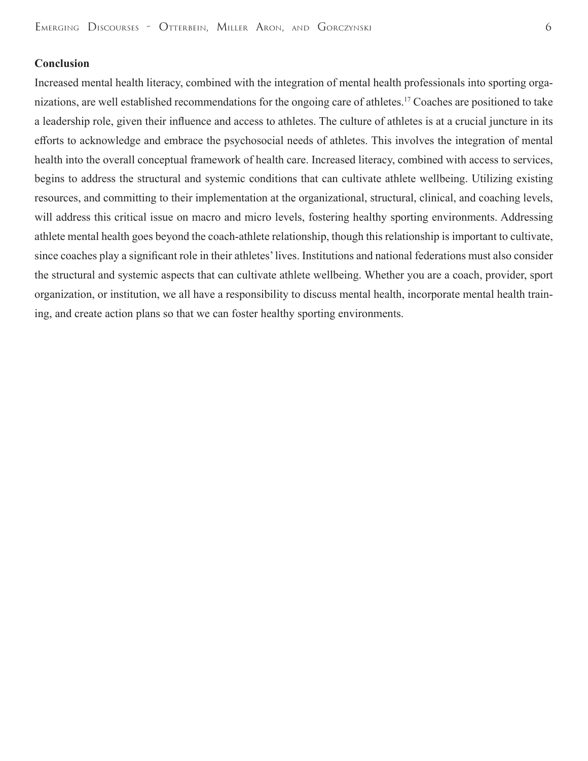## Conclusion

Increased mental health literacy, combined with the integration of mental health professionals into sporting organizations, are well established recommendations for the ongoing care of athletes.[17] Coaches are positioned to take a leadership role, given their influence and access to athletes. The culture of athletes is at a crucial juncture in its efforts to acknowledge and embrace the psychosocial needs of athletes. This involves the integration of mental health into the overall conceptual framework of health care. Increased literacy, combined with access to services, begins to address the structural and systemic conditions that can cultivate athlete wellbeing. Utilizing existing resources, and committing to their implementation at the organizational, structural, clinical, and coaching levels, will address this critical issue on macro and micro levels, fostering healthy sporting environments. Addressing athlete mental health goes beyond the coach-athlete relationship, though this relationship is important to cultivate, since coaches play a significant role in their athletes' lives. Institutions and national federations must also consider the structural and systemic aspects that can cultivate athlete wellbeing. Whether you are a coach, provider, sport organization, or institution, we all have a responsibility to discuss mental health, incorporate mental health training, and create action plans so that we can foster healthy sporting environments.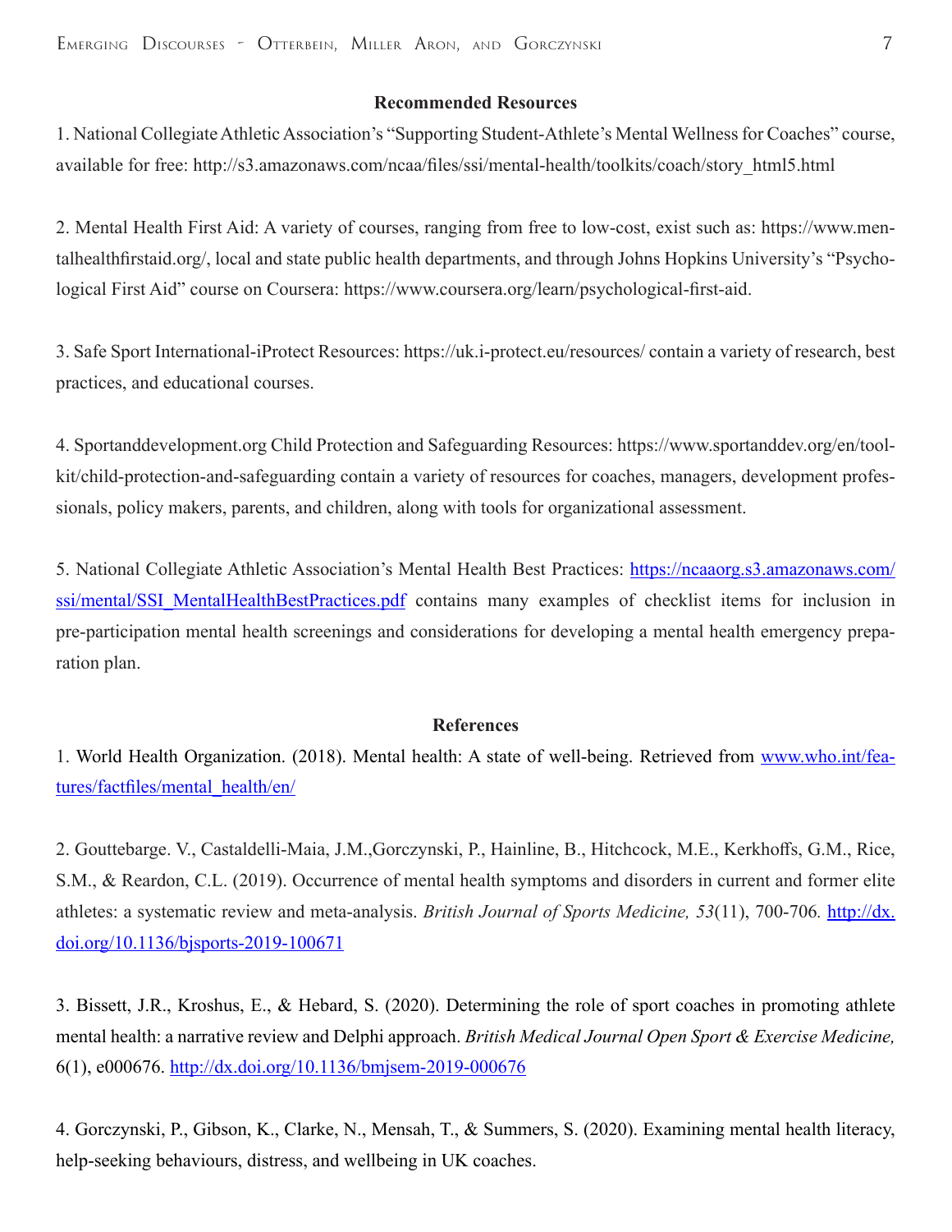## Recommended Resources

1. National Collegiate Athletic Association's "Supporting Student-Athlete's Mental Wellness for Coaches" course, available for free: http://s3.amazonaws.com/ncaa/files/ssi/mental-health/toolkits/coach/story_html5.html

2. Mental Health First Aid: A variety of courses, ranging from free to low-cost, exist such as: https://www.mentalhealthfirstaid.org/, local and state public health departments, and through Johns Hopkins University's "Psychological First Aid" course on Coursera: https://www.coursera.org/learn/psychological-first-aid.

3. Safe Sport International-iProtect Resources: https://uk.i-protect.eu/resources/ contain a variety of research, best practices, and educational courses.

4. Sportanddevelopment.org Child Protection and Safeguarding Resources: https://www.sportanddev.org/en/toolkit/child-protection-and-safeguarding contain a variety of resources for coaches, managers, development professionals, policy makers, parents, and children, along with tools for organizational assessment.

5. National Collegiate Athletic Association's Mental Health Best Practices: https://ncaaorg.s3.amazonaws.com/ssi/mental/SSI_MentalHealthBestPractices.pdf contains many examples of checklist items for inclusion in pre-participation mental health screenings and considerations for developing a mental health emergency preparation plan.

## References

1. World Health Organization. (2018). Mental health: A state of well-being. Retrieved from www.who.int/features/factfiles/mental_health/en/

2. Gouttebarge. V., Castaldelli-Maia, J.M.,Gorczynski, P., Hainline, B., Hitchcock, M.E., Kerkhoffs, G.M., Rice, S.M., & Reardon, C.L. (2019). Occurrence of mental health symptoms and disorders in current and former elite athletes: a systematic review and meta-analysis. *British Journal of Sports Medicine, 53*(11), 700-706. http://dx.doi.org/10.1136/bjsports-2019-100671

3. Bissett, J.R., Kroshus, E., & Hebard, S. (2020). Determining the role of sport coaches in promoting athlete mental health: a narrative review and Delphi approach. *British Medical Journal Open Sport & Exercise Medicine,* 6(1), e000676. http://dx.doi.org/10.1136/bmjsem-2019-000676

4. Gorczynski, P., Gibson, K., Clarke, N., Mensah, T., & Summers, S. (2020). Examining mental health literacy, help-seeking behaviours, distress, and wellbeing in UK coaches.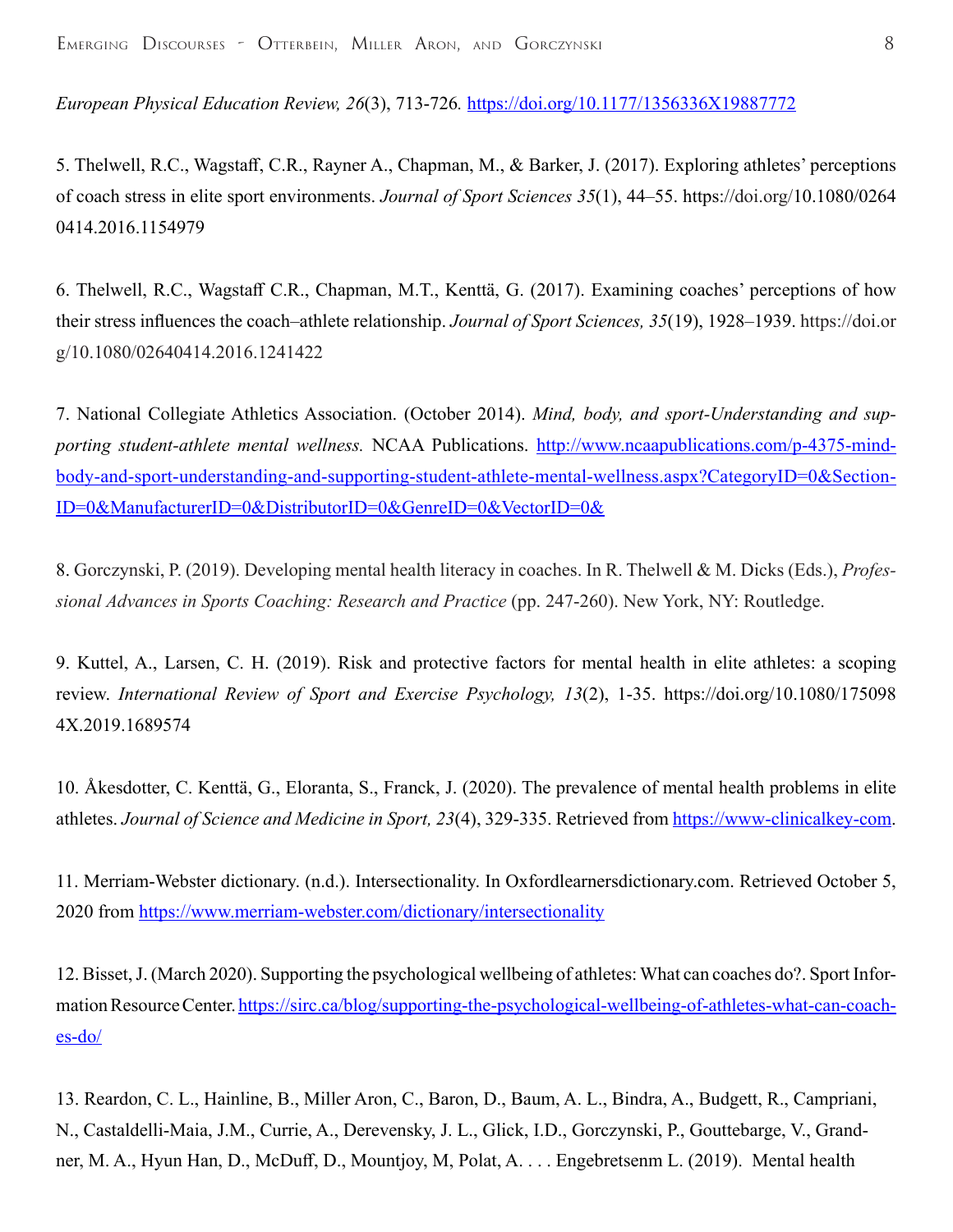*European Physical Education Review, 26*(3), 713-726. https://doi.org/10.1177/1356336X19887772

5. Thelwell, R.C., Wagstaff, C.R., Rayner A., Chapman, M., & Barker, J. (2017). Exploring athletes' perceptions of coach stress in elite sport environments. *Journal of Sport Sciences 35*(1), 44–55. https://doi.org/10.1080/02640414.2016.1154979

6. Thelwell, R.C., Wagstaff C.R., Chapman, M.T., Kenttä, G. (2017). Examining coaches' perceptions of how their stress influences the coach–athlete relationship. *Journal of Sport Sciences, 35*(19), 1928–1939. https://doi.org/10.1080/02640414.2016.1241422

7. National Collegiate Athletics Association. (October 2014). *Mind, body, and sport-Understanding and supporting student-athlete mental wellness.* NCAA Publications. http://www.ncaapublications.com/p-4375-mind-body-and-sport-understanding-and-supporting-student-athlete-mental-wellness.aspx?CategoryID=0&SectionID=0&ManufacturerID=0&DistributorID=0&GenreID=0&VectorID=0&

8. Gorczynski, P. (2019). Developing mental health literacy in coaches. In R. Thelwell & M. Dicks (Eds.), *Professional Advances in Sports Coaching: Research and Practice* (pp. 247-260). New York, NY: Routledge.

9. Kuttel, A., Larsen, C. H. (2019). Risk and protective factors for mental health in elite athletes: a scoping review. *International Review of Sport and Exercise Psychology, 13*(2), 1-35. https://doi.org/10.1080/1750984X.2019.1689574

10. Åkesdotter, C. Kenttä, G., Eloranta, S., Franck, J. (2020). The prevalence of mental health problems in elite athletes. *Journal of Science and Medicine in Sport, 23*(4), 329-335. Retrieved from https://www-clinicalkey-com.

11. Merriam-Webster dictionary. (n.d.). Intersectionality. In Oxfordlearnersdictionary.com. Retrieved October 5, 2020 from https://www.merriam-webster.com/dictionary/intersectionality

12. Bisset, J. (March 2020). Supporting the psychological wellbeing of athletes: What can coaches do?. Sport Information Resource Center. https://sirc.ca/blog/supporting-the-psychological-wellbeing-of-athletes-what-can-coaches-do/

13. Reardon, C. L., Hainline, B., Miller Aron, C., Baron, D., Baum, A. L., Bindra, A., Budgett, R., Campriani, N., Castaldelli-Maia, J.M., Currie, A., Derevensky, J. L., Glick, I.D., Gorczynski, P., Gouttebarge, V., Grandner, M. A., Hyun Han, D., McDuff, D., Mountjoy, M, Polat, A. . . . Engebretsenm L. (2019). Mental health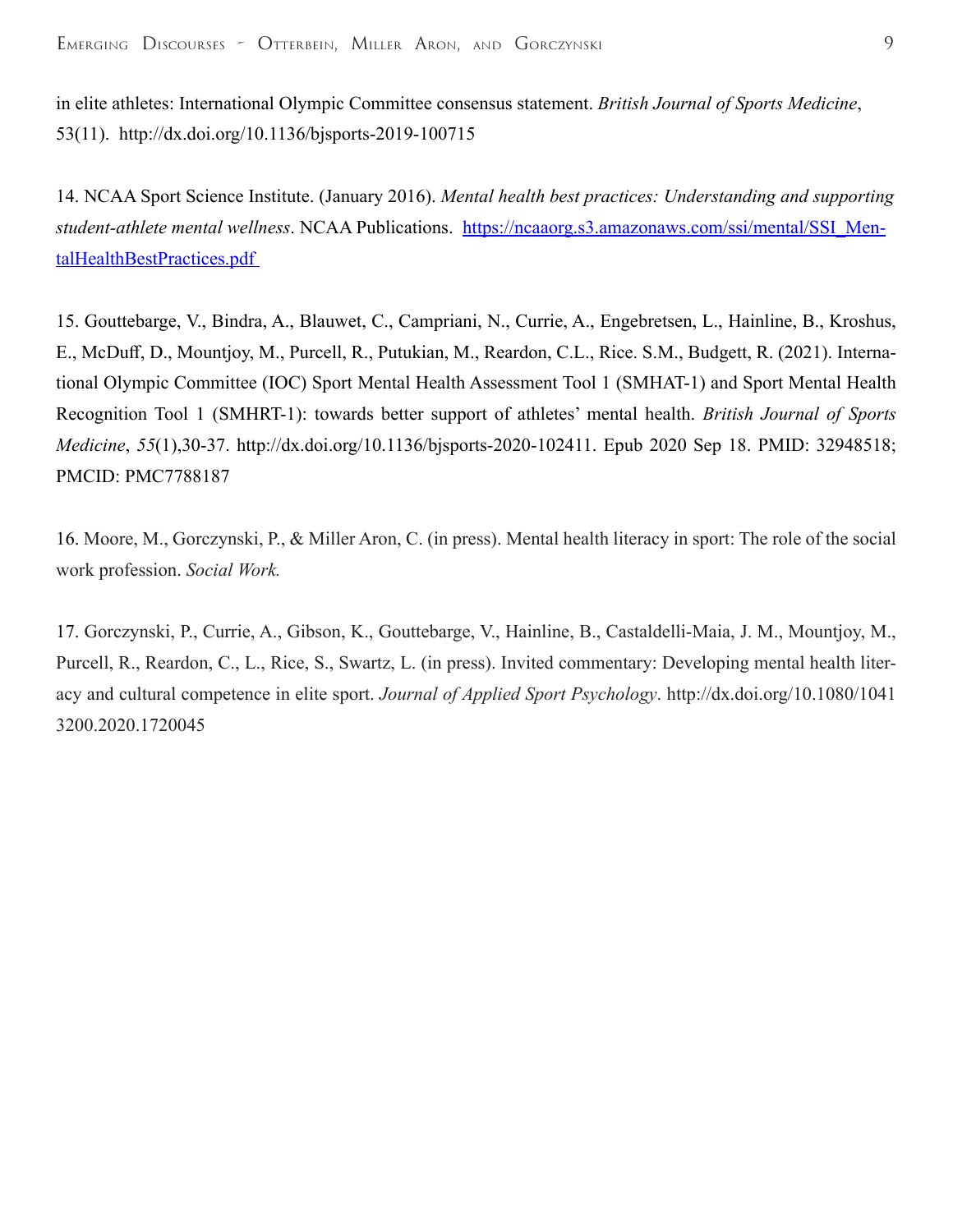in elite athletes: International Olympic Committee consensus statement. *British Journal of Sports Medicine*, 53(11). http://dx.doi.org/10.1136/bjsports-2019-100715

14. NCAA Sport Science Institute. (January 2016). *Mental health best practices: Understanding and supporting student-athlete mental wellness*. NCAA Publications. [https://ncaaorg.s3.amazonaws.com/ssi/mental/SSI_MentalHealthBestPractices.pdf](https://ncaaorg.s3.amazonaws.com/ssi/mental/SSI_MentalHealthBestPractices.pdf)

15. Gouttebarge, V., Bindra, A., Blauwet, C., Campriani, N., Currie, A., Engebretsen, L., Hainline, B., Kroshus, E., McDuff, D., Mountjoy, M., Purcell, R., Putukian, M., Reardon, C.L., Rice. S.M., Budgett, R. (2021). International Olympic Committee (IOC) Sport Mental Health Assessment Tool 1 (SMHAT-1) and Sport Mental Health Recognition Tool 1 (SMHRT-1): towards better support of athletes' mental health. *British Journal of Sports Medicine*, *55*(1),30-37. http://dx.doi.org/10.1136/bjsports-2020-102411. Epub 2020 Sep 18. PMID: 32948518; PMCID: PMC7788187

16. Moore, M., Gorczynski, P., & Miller Aron, C. (in press). Mental health literacy in sport: The role of the social work profession. *Social Work.*

17. Gorczynski, P., Currie, A., Gibson, K., Gouttebarge, V., Hainline, B., Castaldelli-Maia, J. M., Mountjoy, M., Purcell, R., Reardon, C., L., Rice, S., Swartz, L. (in press). Invited commentary: Developing mental health literacy and cultural competence in elite sport. *Journal of Applied Sport Psychology*. http://dx.doi.org/10.1080/10413200.2020.1720045